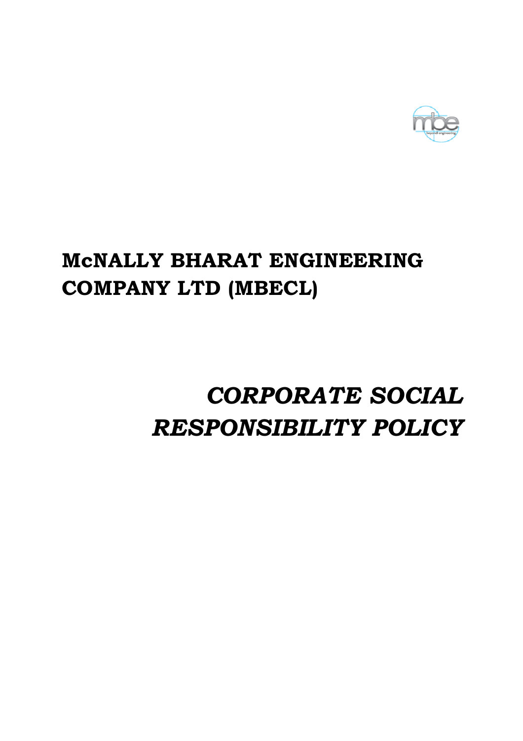# McNALLY BHARAT ENGINEERING COMPANY LTD (MBECL)

# *CORPORATE SOCIAL RESPONSIBILITY POLICY*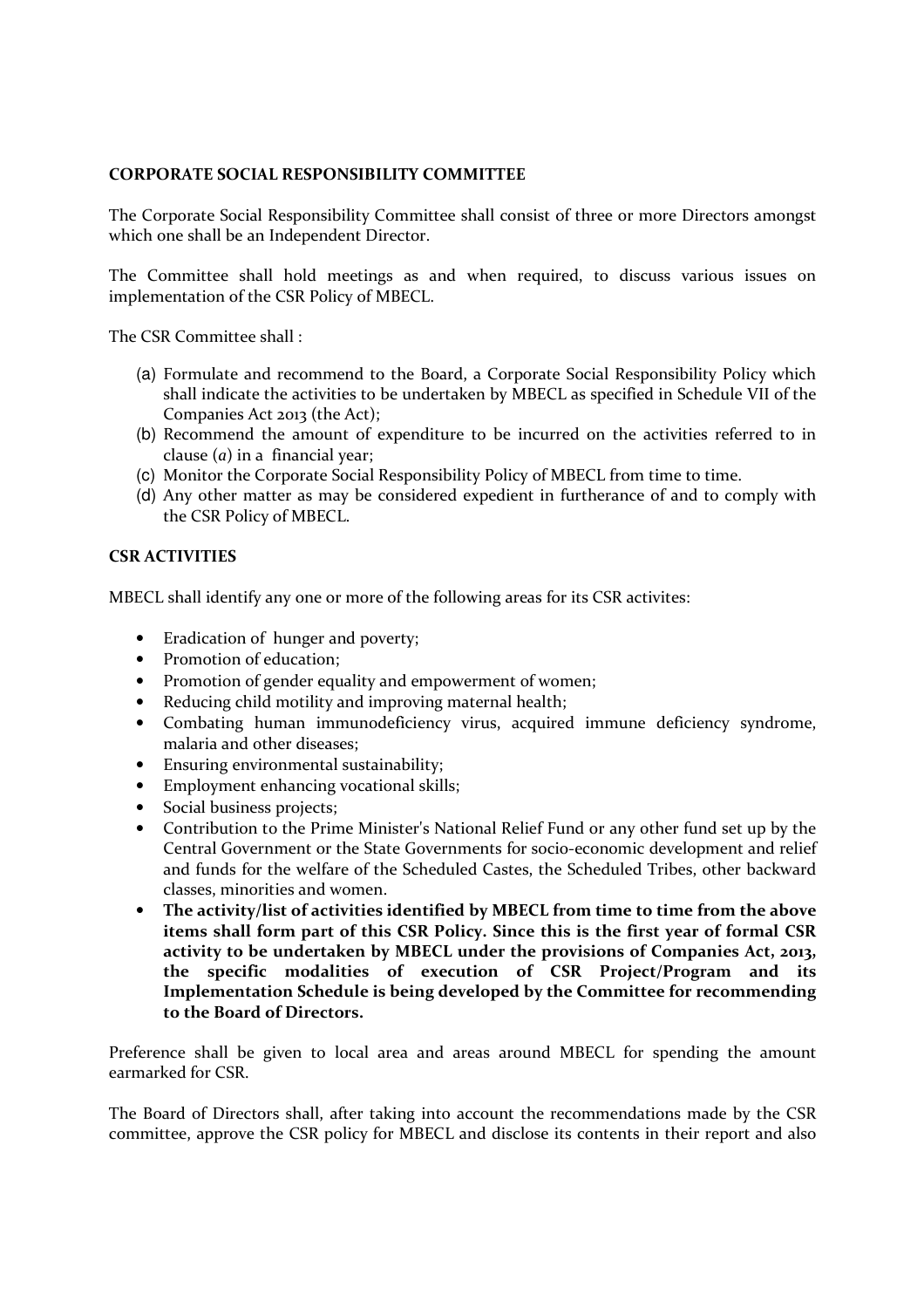**CORPORATE SOCIAL RESPONSIBILITY COMMITTEE**

The Corporate Social Responsibility Committee shall consist of three or more Directors amongst which one shall be an Independent Director.

The Committee shall hold meetings as and when required, to discuss various issues on implementation of the CSR Policy of MBECL.

The CSR Committee shall :

(a) Formulate and recommend to the Board, a Corporate Social Responsibility Policy which shall indicate the activities to be undertaken by MBECL as specified in Schedule VII of the Companies Act 2013 (the Act);
(b) Recommend the amount of expenditure to be incurred on the activities referred to in clause (*a*) in a financial year;
(c) Monitor the Corporate Social Responsibility Policy of MBECL from time to time.
(d) Any other matter as may be considered expedient in furtherance of and to comply with the CSR Policy of MBECL.

**CSR ACTIVITIES**

MBECL shall identify any one or more of the following areas for its CSR activites:

- Eradication of hunger and poverty;
- Promotion of education;
- Promotion of gender equality and empowerment of women;
- Reducing child motility and improving maternal health;
- Combating human immunodeficiency virus, acquired immune deficiency syndrome, malaria and other diseases;
- Ensuring environmental sustainability;
- Employment enhancing vocational skills;
- Social business projects;
- Contribution to the Prime Minister's National Relief Fund or any other fund set up by the Central Government or the State Governments for socio-economic development and relief and funds for the welfare of the Scheduled Castes, the Scheduled Tribes, other backward classes, minorities and women.
- **The activity/list of activities identified by MBECL from time to time from the above items shall form part of this CSR Policy. Since this is the first year of formal CSR activity to be undertaken by MBECL under the provisions of Companies Act, 2013, the specific modalities of execution of CSR Project/Program and its Implementation Schedule is being developed by the Committee for recommending to the Board of Directors.**

Preference shall be given to local area and areas around MBECL for spending the amount earmarked for CSR.

The Board of Directors shall, after taking into account the recommendations made by the CSR committee, approve the CSR policy for MBECL and disclose its contents in their report and also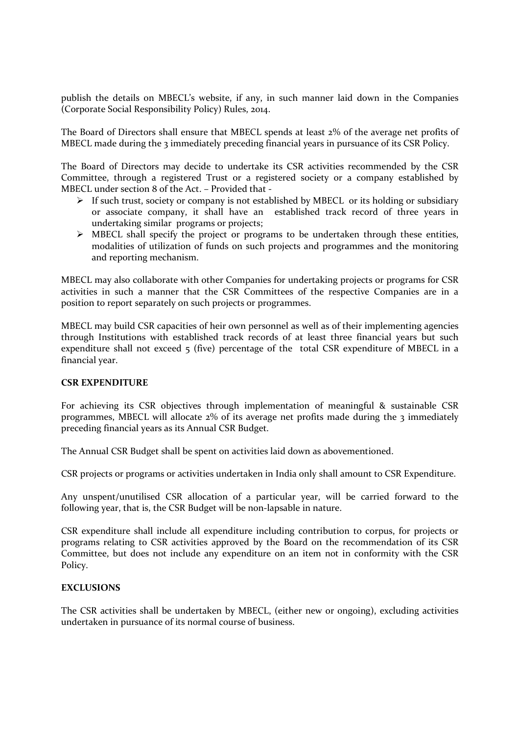publish the details on MBECL's website, if any, in such manner laid down in the Companies (Corporate Social Responsibility Policy) Rules, 2014.

The Board of Directors shall ensure that MBECL spends at least 2% of the average net profits of MBECL made during the 3 immediately preceding financial years in pursuance of its CSR Policy.

The Board of Directors may decide to undertake its CSR activities recommended by the CSR Committee, through a registered Trust or a registered society or a company established by MBECL under section 8 of the Act. – Provided that -

- If such trust, society or company is not established by MBECL or its holding or subsidiary or associate company, it shall have an established track record of three years in undertaking similar programs or projects;
- MBECL shall specify the project or programs to be undertaken through these entities, modalities of utilization of funds on such projects and programmes and the monitoring and reporting mechanism.

MBECL may also collaborate with other Companies for undertaking projects or programs for CSR activities in such a manner that the CSR Committees of the respective Companies are in a position to report separately on such projects or programmes.

MBECL may build CSR capacities of heir own personnel as well as of their implementing agencies through Institutions with established track records of at least three financial years but such expenditure shall not exceed 5 (five) percentage of the total CSR expenditure of MBECL in a financial year.

**CSR EXPENDITURE**

For achieving its CSR objectives through implementation of meaningful & sustainable CSR programmes, MBECL will allocate 2% of its average net profits made during the 3 immediately preceding financial years as its Annual CSR Budget.

The Annual CSR Budget shall be spent on activities laid down as abovementioned.

CSR projects or programs or activities undertaken in India only shall amount to CSR Expenditure.

Any unspent/unutilised CSR allocation of a particular year, will be carried forward to the following year, that is, the CSR Budget will be non-lapsable in nature.

CSR expenditure shall include all expenditure including contribution to corpus, for projects or programs relating to CSR activities approved by the Board on the recommendation of its CSR Committee, but does not include any expenditure on an item not in conformity with the CSR Policy.

**EXCLUSIONS**

The CSR activities shall be undertaken by MBECL, (either new or ongoing), excluding activities undertaken in pursuance of its normal course of business.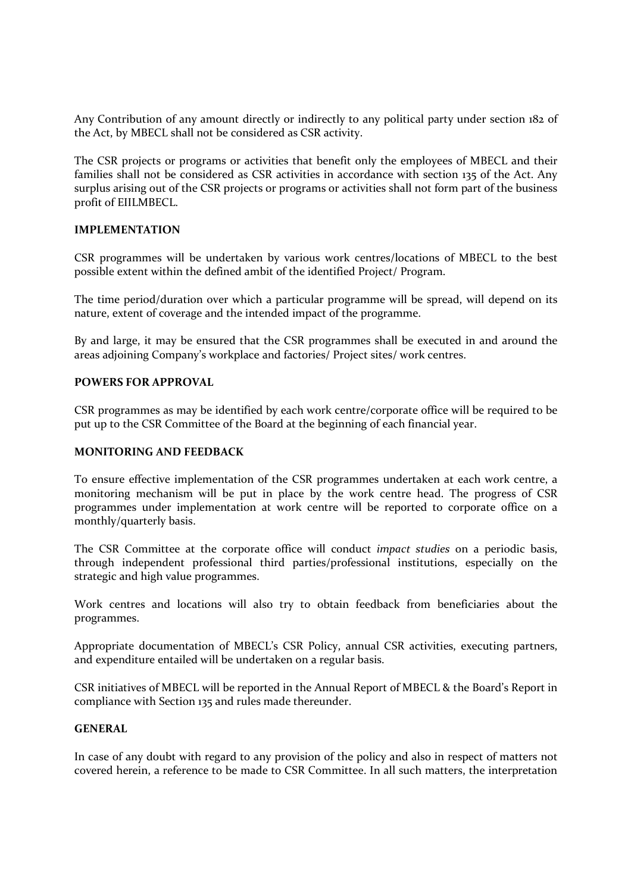Any Contribution of any amount directly or indirectly to any political party under section 182 of the Act, by MBECL shall not be considered as CSR activity.

The CSR projects or programs or activities that benefit only the employees of MBECL and their families shall not be considered as CSR activities in accordance with section 135 of the Act. Any surplus arising out of the CSR projects or programs or activities shall not form part of the business profit of EIILMBECL.

**IMPLEMENTATION**

CSR programmes will be undertaken by various work centres/locations of MBECL to the best possible extent within the defined ambit of the identified Project/ Program.

The time period/duration over which a particular programme will be spread, will depend on its nature, extent of coverage and the intended impact of the programme.

By and large, it may be ensured that the CSR programmes shall be executed in and around the areas adjoining Company's workplace and factories/ Project sites/ work centres.

**POWERS FOR APPROVAL**

CSR programmes as may be identified by each work centre/corporate office will be required to be put up to the CSR Committee of the Board at the beginning of each financial year.

**MONITORING AND FEEDBACK**

To ensure effective implementation of the CSR programmes undertaken at each work centre, a monitoring mechanism will be put in place by the work centre head. The progress of CSR programmes under implementation at work centre will be reported to corporate office on a monthly/quarterly basis.

The CSR Committee at the corporate office will conduct *impact studies* on a periodic basis, through independent professional third parties/professional institutions, especially on the strategic and high value programmes.

Work centres and locations will also try to obtain feedback from beneficiaries about the programmes.

Appropriate documentation of MBECL's CSR Policy, annual CSR activities, executing partners, and expenditure entailed will be undertaken on a regular basis.

CSR initiatives of MBECL will be reported in the Annual Report of MBECL & the Board's Report in compliance with Section 135 and rules made thereunder.

**GENERAL**

In case of any doubt with regard to any provision of the policy and also in respect of matters not covered herein, a reference to be made to CSR Committee. In all such matters, the interpretation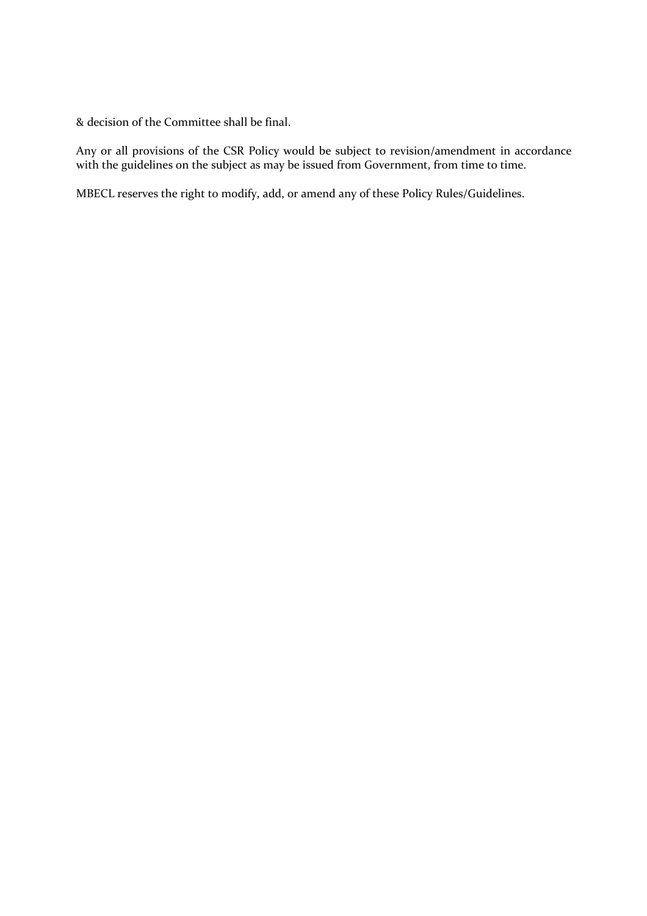& decision of the Committee shall be final.

Any or all provisions of the CSR Policy would be subject to revision/amendment in accordance with the guidelines on the subject as may be issued from Government, from time to time.

MBECL reserves the right to modify, add, or amend any of these Policy Rules/Guidelines.